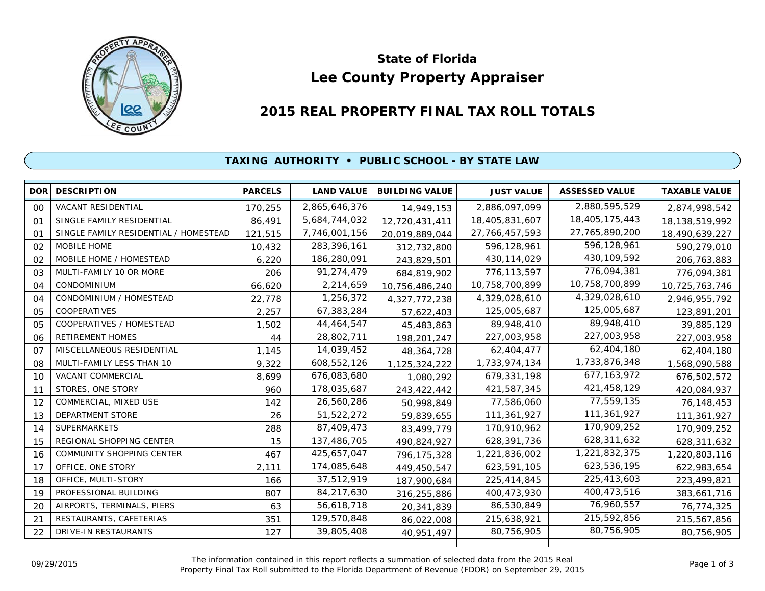# State of Florida

# Lee County Property Appraiser

## 2015 REAL PROPERTY FINAL TAX ROLL TOTALS

### TAXING AUTHORITY • PUBLIC SCHOOL - BY STATE LAW

| DOR | DESCRIPTION | PARCELS | LAND VALUE | BUILDING VALUE | JUST VALUE | ASSESSED VALUE | TAXABLE VALUE |
|---|---|---|---|---|---|---|---|
| 00 | VACANT RESIDENTIAL | 170,255 | 2,865,646,376 | 14,949,153 | 2,886,097,099 | 2,880,595,529 | 2,874,998,542 |
| 01 | SINGLE FAMILY RESIDENTIAL | 86,491 | 5,684,744,032 | 12,720,431,411 | 18,405,831,607 | 18,405,175,443 | 18,138,519,992 |
| 01 | SINGLE FAMILY RESIDENTIAL / HOMESTEAD | 121,515 | 7,746,001,156 | 20,019,889,044 | 27,766,457,593 | 27,765,890,200 | 18,490,639,227 |
| 02 | MOBILE HOME | 10,432 | 283,396,161 | 312,732,800 | 596,128,961 | 596,128,961 | 590,279,010 |
| 02 | MOBILE HOME / HOMESTEAD | 6,220 | 186,280,091 | 243,829,501 | 430,114,029 | 430,109,592 | 206,763,883 |
| 03 | MULTI-FAMILY 10 OR MORE | 206 | 91,274,479 | 684,819,902 | 776,113,597 | 776,094,381 | 776,094,381 |
| 04 | CONDOMINIUM | 66,620 | 2,214,659 | 10,756,486,240 | 10,758,700,899 | 10,758,700,899 | 10,725,763,746 |
| 04 | CONDOMINIUM / HOMESTEAD | 22,778 | 1,256,372 | 4,327,772,238 | 4,329,028,610 | 4,329,028,610 | 2,946,955,792 |
| 05 | COOPERATIVES | 2,257 | 67,383,284 | 57,622,403 | 125,005,687 | 125,005,687 | 123,891,201 |
| 05 | COOPERATIVES / HOMESTEAD | 1,502 | 44,464,547 | 45,483,863 | 89,948,410 | 89,948,410 | 39,885,129 |
| 06 | RETIREMENT HOMES | 44 | 28,802,711 | 198,201,247 | 227,003,958 | 227,003,958 | 227,003,958 |
| 07 | MISCELLANEOUS RESIDENTIAL | 1,145 | 14,039,452 | 48,364,728 | 62,404,477 | 62,404,180 | 62,404,180 |
| 08 | MULTI-FAMILY LESS THAN 10 | 9,322 | 608,552,126 | 1,125,324,222 | 1,733,974,134 | 1,733,876,348 | 1,568,090,588 |
| 10 | VACANT COMMERCIAL | 8,699 | 676,083,680 | 1,080,292 | 679,331,198 | 677,163,972 | 676,502,572 |
| 11 | STORES, ONE STORY | 960 | 178,035,687 | 243,422,442 | 421,587,345 | 421,458,129 | 420,084,937 |
| 12 | COMMERCIAL, MIXED USE | 142 | 26,560,286 | 50,998,849 | 77,586,060 | 77,559,135 | 76,148,453 |
| 13 | DEPARTMENT STORE | 26 | 51,522,272 | 59,839,655 | 111,361,927 | 111,361,927 | 111,361,927 |
| 14 | SUPERMARKETS | 288 | 87,409,473 | 83,499,779 | 170,910,962 | 170,909,252 | 170,909,252 |
| 15 | REGIONAL SHOPPING CENTER | 15 | 137,486,705 | 490,824,927 | 628,391,736 | 628,311,632 | 628,311,632 |
| 16 | COMMUNITY SHOPPING CENTER | 467 | 425,657,047 | 796,175,328 | 1,221,836,002 | 1,221,832,375 | 1,220,803,116 |
| 17 | OFFICE, ONE STORY | 2,111 | 174,085,648 | 449,450,547 | 623,591,105 | 623,536,195 | 622,983,654 |
| 18 | OFFICE, MULTI-STORY | 166 | 37,512,919 | 187,900,684 | 225,414,845 | 225,413,603 | 223,499,821 |
| 19 | PROFESSIONAL BUILDING | 807 | 84,217,630 | 316,255,886 | 400,473,930 | 400,473,516 | 383,661,716 |
| 20 | AIRPORTS, TERMINALS, PIERS | 63 | 56,618,718 | 20,341,839 | 86,530,849 | 76,960,557 | 76,774,325 |
| 21 | RESTAURANTS, CAFETERIAS | 351 | 129,570,848 | 86,022,008 | 215,638,921 | 215,592,856 | 215,567,856 |
| 22 | DRIVE-IN RESTAURANTS | 127 | 39,805,408 | 40,951,497 | 80,756,905 | 80,756,905 | 80,756,905 |

09/29/2015

The information contained in this report reflects a summation of selected data from the 2015 Real Property Final Tax Roll submitted to the Florida Department of Revenue (FDOR) on September 29, 2015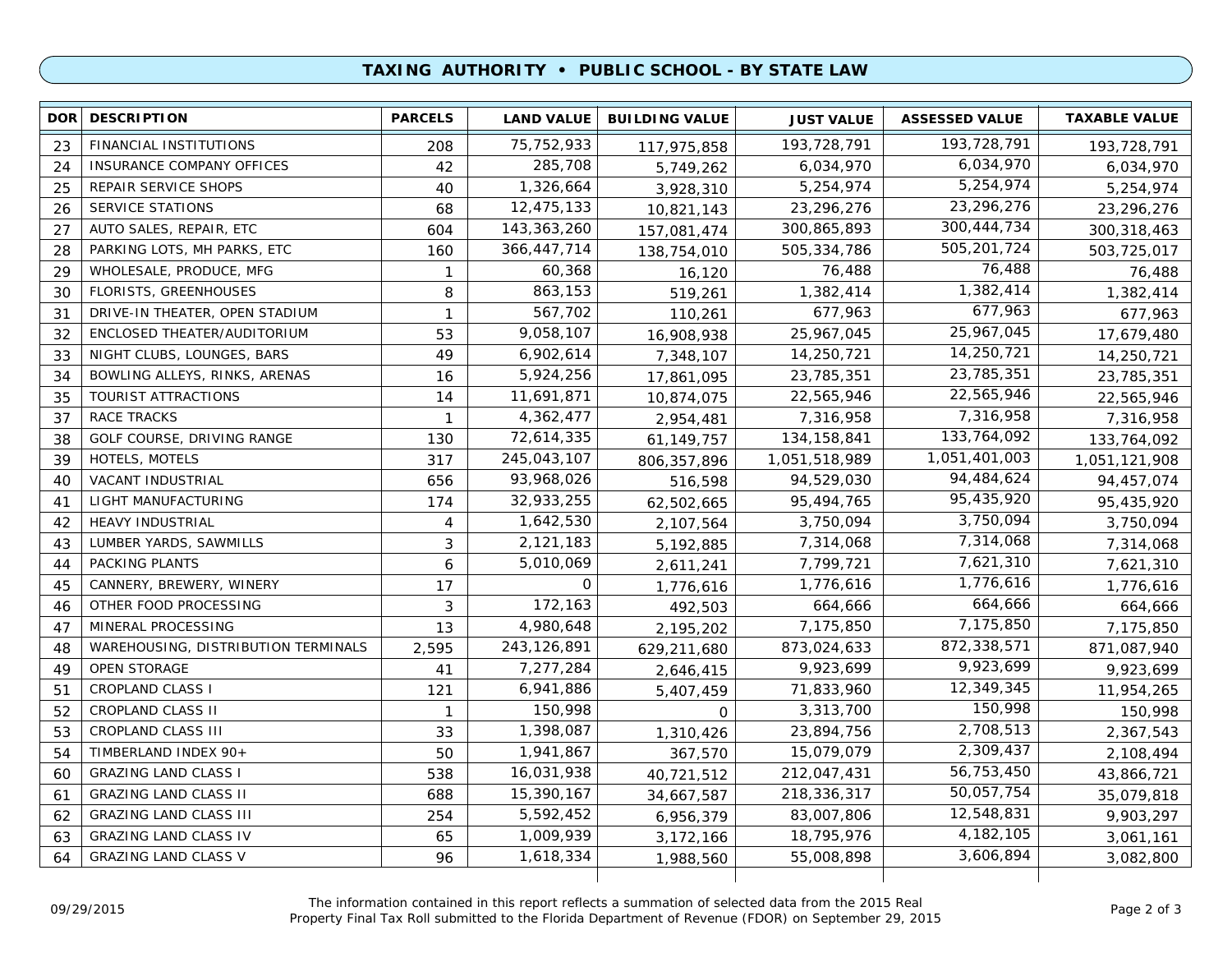## TAXING AUTHORITY • PUBLIC SCHOOL - BY STATE LAW

| DOR | DESCRIPTION | PARCELS | LAND VALUE | BUILDING VALUE | JUST VALUE | ASSESSED VALUE | TAXABLE VALUE |
|---|---|---|---|---|---|---|---|
| 23 | FINANCIAL INSTITUTIONS | 208 | 75,752,933 | 117,975,858 | 193,728,791 | 193,728,791 | 193,728,791 |
| 24 | INSURANCE COMPANY OFFICES | 42 | 285,708 | 5,749,262 | 6,034,970 | 6,034,970 | 6,034,970 |
| 25 | REPAIR SERVICE SHOPS | 40 | 1,326,664 | 3,928,310 | 5,254,974 | 5,254,974 | 5,254,974 |
| 26 | SERVICE STATIONS | 68 | 12,475,133 | 10,821,143 | 23,296,276 | 23,296,276 | 23,296,276 |
| 27 | AUTO SALES, REPAIR, ETC | 604 | 143,363,260 | 157,081,474 | 300,865,893 | 300,444,734 | 300,318,463 |
| 28 | PARKING LOTS, MH PARKS, ETC | 160 | 366,447,714 | 138,754,010 | 505,334,786 | 505,201,724 | 503,725,017 |
| 29 | WHOLESALE, PRODUCE, MFG | 1 | 60,368 | 16,120 | 76,488 | 76,488 | 76,488 |
| 30 | FLORISTS, GREENHOUSES | 8 | 863,153 | 519,261 | 1,382,414 | 1,382,414 | 1,382,414 |
| 31 | DRIVE-IN THEATER, OPEN STADIUM | 1 | 567,702 | 110,261 | 677,963 | 677,963 | 677,963 |
| 32 | ENCLOSED THEATER/AUDITORIUM | 53 | 9,058,107 | 16,908,938 | 25,967,045 | 25,967,045 | 17,679,480 |
| 33 | NIGHT CLUBS, LOUNGES, BARS | 49 | 6,902,614 | 7,348,107 | 14,250,721 | 14,250,721 | 14,250,721 |
| 34 | BOWLING ALLEYS, RINKS, ARENAS | 16 | 5,924,256 | 17,861,095 | 23,785,351 | 23,785,351 | 23,785,351 |
| 35 | TOURIST ATTRACTIONS | 14 | 11,691,871 | 10,874,075 | 22,565,946 | 22,565,946 | 22,565,946 |
| 37 | RACE TRACKS | 1 | 4,362,477 | 2,954,481 | 7,316,958 | 7,316,958 | 7,316,958 |
| 38 | GOLF COURSE, DRIVING RANGE | 130 | 72,614,335 | 61,149,757 | 134,158,841 | 133,764,092 | 133,764,092 |
| 39 | HOTELS, MOTELS | 317 | 245,043,107 | 806,357,896 | 1,051,518,989 | 1,051,401,003 | 1,051,121,908 |
| 40 | VACANT INDUSTRIAL | 656 | 93,968,026 | 516,598 | 94,529,030 | 94,484,624 | 94,457,074 |
| 41 | LIGHT MANUFACTURING | 174 | 32,933,255 | 62,502,665 | 95,494,765 | 95,435,920 | 95,435,920 |
| 42 | HEAVY INDUSTRIAL | 4 | 1,642,530 | 2,107,564 | 3,750,094 | 3,750,094 | 3,750,094 |
| 43 | LUMBER YARDS, SAWMILLS | 3 | 2,121,183 | 5,192,885 | 7,314,068 | 7,314,068 | 7,314,068 |
| 44 | PACKING PLANTS | 6 | 5,010,069 | 2,611,241 | 7,799,721 | 7,621,310 | 7,621,310 |
| 45 | CANNERY, BREWERY, WINERY | 17 | 0 | 1,776,616 | 1,776,616 | 1,776,616 | 1,776,616 |
| 46 | OTHER FOOD PROCESSING | 3 | 172,163 | 492,503 | 664,666 | 664,666 | 664,666 |
| 47 | MINERAL PROCESSING | 13 | 4,980,648 | 2,195,202 | 7,175,850 | 7,175,850 | 7,175,850 |
| 48 | WAREHOUSING, DISTRIBUTION TERMINALS | 2,595 | 243,126,891 | 629,211,680 | 873,024,633 | 872,338,571 | 871,087,940 |
| 49 | OPEN STORAGE | 41 | 7,277,284 | 2,646,415 | 9,923,699 | 9,923,699 | 9,923,699 |
| 51 | CROPLAND CLASS I | 121 | 6,941,886 | 5,407,459 | 71,833,960 | 12,349,345 | 11,954,265 |
| 52 | CROPLAND CLASS II | 1 | 150,998 | 0 | 3,313,700 | 150,998 | 150,998 |
| 53 | CROPLAND CLASS III | 33 | 1,398,087 | 1,310,426 | 23,894,756 | 2,708,513 | 2,367,543 |
| 54 | TIMBERLAND INDEX 90+ | 50 | 1,941,867 | 367,570 | 15,079,079 | 2,309,437 | 2,108,494 |
| 60 | GRAZING LAND CLASS I | 538 | 16,031,938 | 40,721,512 | 212,047,431 | 56,753,450 | 43,866,721 |
| 61 | GRAZING LAND CLASS II | 688 | 15,390,167 | 34,667,587 | 218,336,317 | 50,057,754 | 35,079,818 |
| 62 | GRAZING LAND CLASS III | 254 | 5,592,452 | 6,956,379 | 83,007,806 | 12,548,831 | 9,903,297 |
| 63 | GRAZING LAND CLASS IV | 65 | 1,009,939 | 3,172,166 | 18,795,976 | 4,182,105 | 3,061,161 |
| 64 | GRAZING LAND CLASS V | 96 | 1,618,334 | 1,988,560 | 55,008,898 | 3,606,894 | 3,082,800 |

09/29/2015

The information contained in this report reflects a summation of selected data from the 2015 Real Property Final Tax Roll submitted to the Florida Department of Revenue (FDOR) on September 29, 2015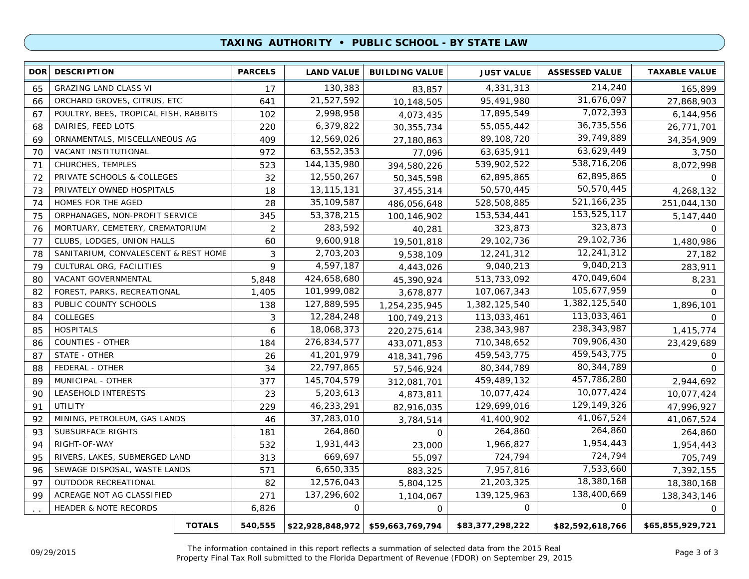## TAXING AUTHORITY • PUBLIC SCHOOL - BY STATE LAW

| DOR | DESCRIPTION | PARCELS | LAND VALUE | BUILDING VALUE | JUST VALUE | ASSESSED VALUE | TAXABLE VALUE |
|---|---|---|---|---|---|---|---|
| 65 | GRAZING LAND CLASS VI | 17 | 130,383 | 83,857 | 4,331,313 | 214,240 | 165,899 |
| 66 | ORCHARD GROVES, CITRUS, ETC | 641 | 21,527,592 | 10,148,505 | 95,491,980 | 31,676,097 | 27,868,903 |
| 67 | POULTRY, BEES, TROPICAL FISH, RABBITS | 102 | 2,998,958 | 4,073,435 | 17,895,549 | 7,072,393 | 6,144,956 |
| 68 | DAIRIES, FEED LOTS | 220 | 6,379,822 | 30,355,734 | 55,055,442 | 36,735,556 | 26,771,701 |
| 69 | ORNAMENTALS, MISCELLANEOUS AG | 409 | 12,569,026 | 27,180,863 | 89,108,720 | 39,749,889 | 34,354,909 |
| 70 | VACANT INSTITUTIONAL | 972 | 63,552,353 | 77,096 | 63,635,911 | 63,629,449 | 3,750 |
| 71 | CHURCHES, TEMPLES | 523 | 144,135,980 | 394,580,226 | 539,902,522 | 538,716,206 | 8,072,998 |
| 72 | PRIVATE SCHOOLS & COLLEGES | 32 | 12,550,267 | 50,345,598 | 62,895,865 | 62,895,865 | 0 |
| 73 | PRIVATELY OWNED HOSPITALS | 18 | 13,115,131 | 37,455,314 | 50,570,445 | 50,570,445 | 4,268,132 |
| 74 | HOMES FOR THE AGED | 28 | 35,109,587 | 486,056,648 | 528,508,885 | 521,166,235 | 251,044,130 |
| 75 | ORPHANAGES, NON-PROFIT SERVICE | 345 | 53,378,215 | 100,146,902 | 153,534,441 | 153,525,117 | 5,147,440 |
| 76 | MORTUARY, CEMETERY, CREMATORIUM | 2 | 283,592 | 40,281 | 323,873 | 323,873 | 0 |
| 77 | CLUBS, LODGES, UNION HALLS | 60 | 9,600,918 | 19,501,818 | 29,102,736 | 29,102,736 | 1,480,986 |
| 78 | SANITARIUM, CONVALESCENT & REST HOME | 3 | 2,703,203 | 9,538,109 | 12,241,312 | 12,241,312 | 27,182 |
| 79 | CULTURAL ORG, FACILITIES | 9 | 4,597,187 | 4,443,026 | 9,040,213 | 9,040,213 | 283,911 |
| 80 | VACANT GOVERNMENTAL | 5,848 | 424,658,680 | 45,390,924 | 513,733,092 | 470,049,604 | 8,231 |
| 82 | FOREST, PARKS, RECREATIONAL | 1,405 | 101,999,082 | 3,678,877 | 107,067,343 | 105,677,959 | 0 |
| 83 | PUBLIC COUNTY SCHOOLS | 138 | 127,889,595 | 1,254,235,945 | 1,382,125,540 | 1,382,125,540 | 1,896,101 |
| 84 | COLLEGES | 3 | 12,284,248 | 100,749,213 | 113,033,461 | 113,033,461 | 0 |
| 85 | HOSPITALS | 6 | 18,068,373 | 220,275,614 | 238,343,987 | 238,343,987 | 1,415,774 |
| 86 | COUNTIES - OTHER | 184 | 276,834,577 | 433,071,853 | 710,348,652 | 709,906,430 | 23,429,689 |
| 87 | STATE - OTHER | 26 | 41,201,979 | 418,341,796 | 459,543,775 | 459,543,775 | 0 |
| 88 | FEDERAL - OTHER | 34 | 22,797,865 | 57,546,924 | 80,344,789 | 80,344,789 | 0 |
| 89 | MUNICIPAL - OTHER | 377 | 145,704,579 | 312,081,701 | 459,489,132 | 457,786,280 | 2,944,692 |
| 90 | LEASEHOLD INTERESTS | 23 | 5,203,613 | 4,873,811 | 10,077,424 | 10,077,424 | 10,077,424 |
| 91 | UTILITY | 229 | 46,233,291 | 82,916,035 | 129,699,016 | 129,149,326 | 47,996,927 |
| 92 | MINING, PETROLEUM, GAS LANDS | 46 | 37,283,010 | 3,784,514 | 41,400,902 | 41,067,524 | 41,067,524 |
| 93 | SUBSURFACE RIGHTS | 181 | 264,860 | 0 | 264,860 | 264,860 | 264,860 |
| 94 | RIGHT-OF-WAY | 532 | 1,931,443 | 23,000 | 1,966,827 | 1,954,443 | 1,954,443 |
| 95 | RIVERS, LAKES, SUBMERGED LAND | 313 | 669,697 | 55,097 | 724,794 | 724,794 | 705,749 |
| 96 | SEWAGE DISPOSAL, WASTE LANDS | 571 | 6,650,335 | 883,325 | 7,957,816 | 7,533,660 | 7,392,155 |
| 97 | OUTDOOR RECREATIONAL | 82 | 12,576,043 | 5,804,125 | 21,203,325 | 18,380,168 | 18,380,168 |
| 99 | ACREAGE NOT AG CLASSIFIED | 271 | 137,296,602 | 1,104,067 | 139,125,963 | 138,400,669 | 138,343,146 |
| . . | HEADER & NOTE RECORDS | 6,826 | 0 | 0 | 0 | 0 | 0 |
| | **TOTALS** | **540,555** | **$22,928,848,972** | **$59,663,769,794** | **$83,377,298,222** | **$82,592,618,766** | **$65,855,929,721** |

09/29/2015

The information contained in this report reflects a summation of selected data from the 2015 Real Property Final Tax Roll submitted to the Florida Department of Revenue (FDOR) on September 29, 2015